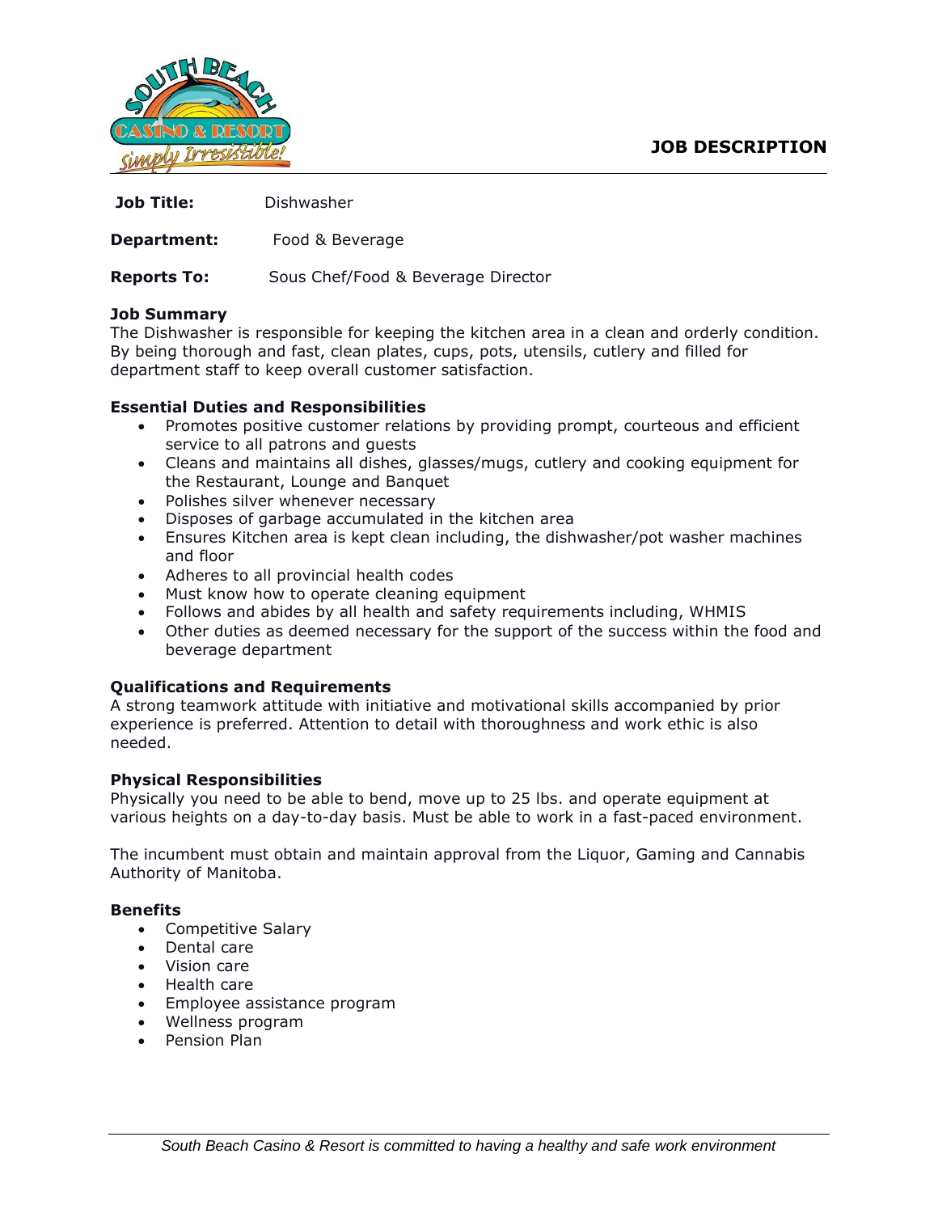# JOB DESCRIPTION

**Job Title:** Dishwasher

**Department:** Food & Beverage

**Reports To:** Sous Chef/Food & Beverage Director

## Job Summary

The Dishwasher is responsible for keeping the kitchen area in a clean and orderly condition. By being thorough and fast, clean plates, cups, pots, utensils, cutlery and filled for department staff to keep overall customer satisfaction.

## Essential Duties and Responsibilities

- Promotes positive customer relations by providing prompt, courteous and efficient service to all patrons and guests
- Cleans and maintains all dishes, glasses/mugs, cutlery and cooking equipment for the Restaurant, Lounge and Banquet
- Polishes silver whenever necessary
- Disposes of garbage accumulated in the kitchen area
- Ensures Kitchen area is kept clean including, the dishwasher/pot washer machines and floor
- Adheres to all provincial health codes
- Must know how to operate cleaning equipment
- Follows and abides by all health and safety requirements including, WHMIS
- Other duties as deemed necessary for the support of the success within the food and beverage department

## Qualifications and Requirements

A strong teamwork attitude with initiative and motivational skills accompanied by prior experience is preferred. Attention to detail with thoroughness and work ethic is also needed.

## Physical Responsibilities

Physically you need to be able to bend, move up to 25 lbs. and operate equipment at various heights on a day-to-day basis. Must be able to work in a fast-paced environment.

The incumbent must obtain and maintain approval from the Liquor, Gaming and Cannabis Authority of Manitoba.

## Benefits

- Competitive Salary
- Dental care
- Vision care
- Health care
- Employee assistance program
- Wellness program
- Pension Plan

*South Beach Casino & Resort is committed to having a healthy and safe work environment*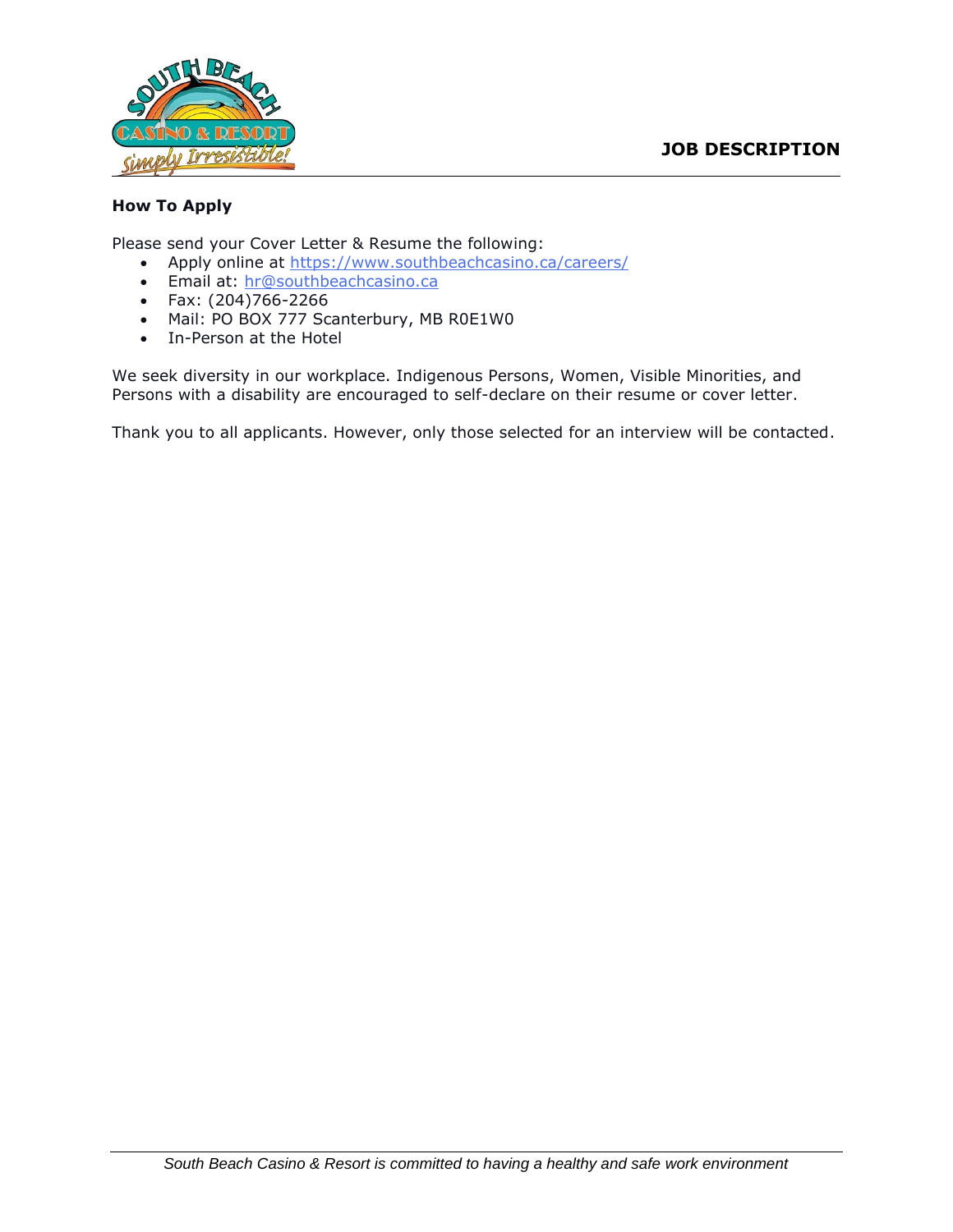**How To Apply**

Please send your Cover Letter & Resume the following:

- Apply online at https://www.southbeachcasino.ca/careers/
- Email at: hr@southbeachcasino.ca
- Fax: (204)766-2266
- Mail: PO BOX 777 Scanterbury, MB R0E1W0
- In-Person at the Hotel

We seek diversity in our workplace. Indigenous Persons, Women, Visible Minorities, and Persons with a disability are encouraged to self-declare on their resume or cover letter.

Thank you to all applicants. However, only those selected for an interview will be contacted.